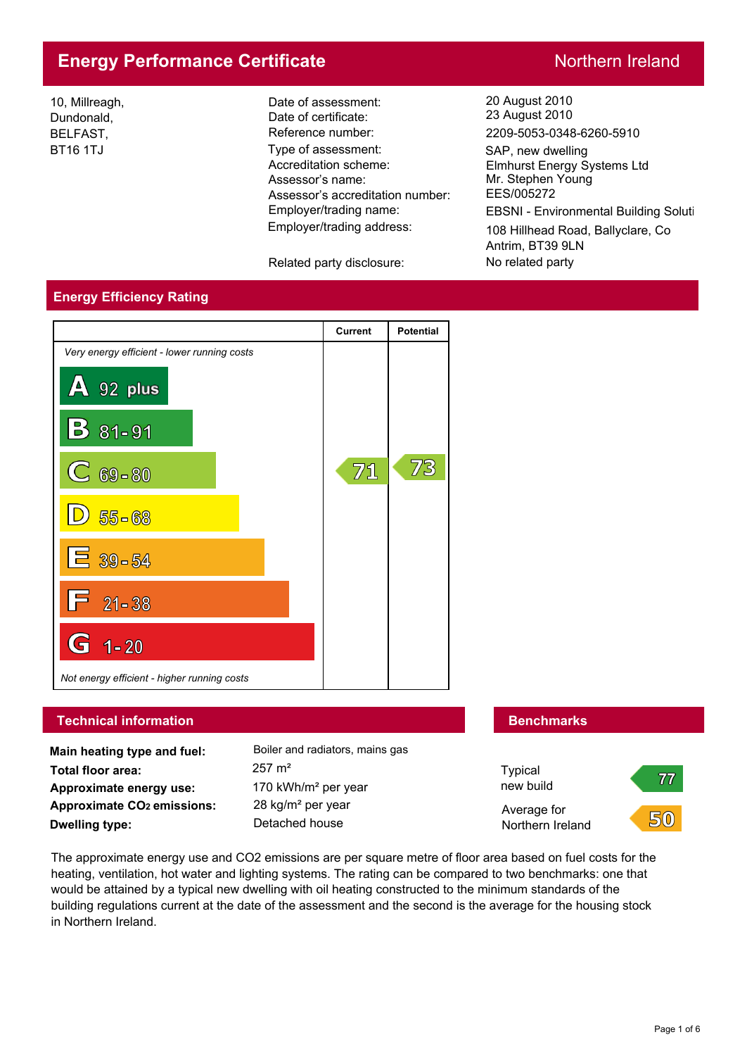# Energy Performance Certificate

Northern Ireland

10, Millreagh,
Dundonald,
BELFAST,
BT16 1TJ

| | |
|---|---|
| Date of assessment: | 20 August 2010 |
| Date of certificate: | 23 August 2010 |
| Reference number: | 2209-5053-0348-6260-5910 |
| Type of assessment: | SAP, new dwelling |
| Accreditation scheme: | Elmhurst Energy Systems Ltd |
| Assessor's name: | Mr. Stephen Young |
| Assessor's accreditation number: | EES/005272 |
| Employer/trading name: | EBSNI - Environmental Building Soluti |
| Employer/trading address: | 108 Hillhead Road, Ballyclare, Co Antrim, BT39 9LN |
| Related party disclosure: | No related party |

## Energy Efficiency Rating

| | Current | Potential |
|---|---|---|
| *Very energy efficient - lower running costs* | | |
| A 92 plus | | |
| B 81-91 | | |
| C 69-80 | 71 | 73 |
| D 55-68 | | |
| E 39-54 | | |
| F 21-38 | | |
| G 1-20 | | |
| *Not energy efficient - higher running costs* | | |

## Technical information

| | |
|---|---|
| **Main heating type and fuel:** | Boiler and radiators, mains gas |
| **Total floor area:** | 257 m² |
| **Approximate energy use:** | 170 kWh/m² per year |
| **Approximate $CO_2$ emissions:** | 28 kg/m² per year |
| **Dwelling type:** | Detached house |

## Benchmarks

| | |
|---|---|
| Typical new build | 77 |
| Average for Northern Ireland | 50 |

The approximate energy use and CO2 emissions are per square metre of floor area based on fuel costs for the heating, ventilation, hot water and lighting systems. The rating can be compared to two benchmarks: one that would be attained by a typical new dwelling with oil heating constructed to the minimum standards of the building regulations current at the date of the assessment and the second is the average for the housing stock in Northern Ireland.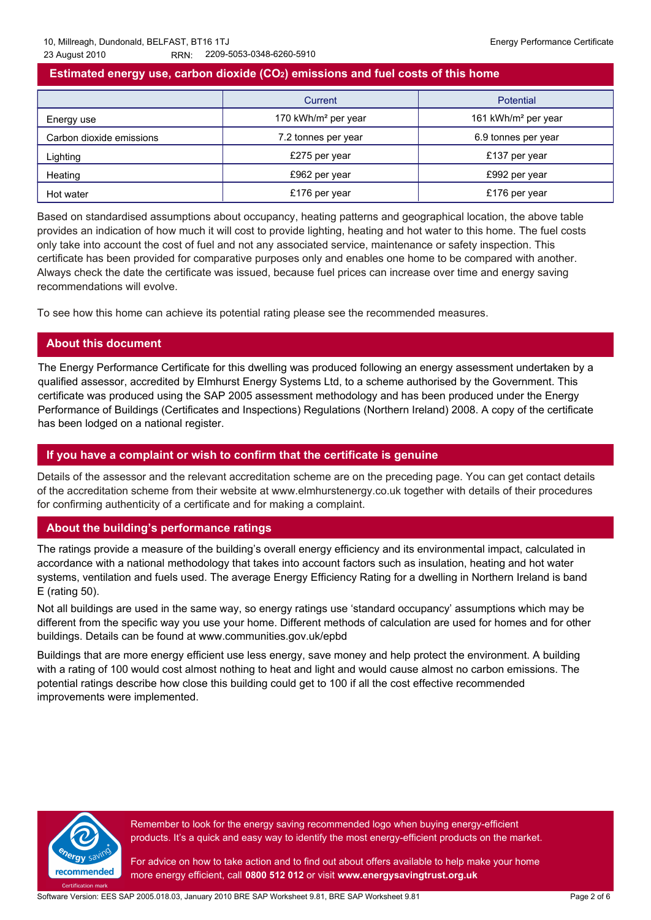## Estimated energy use, carbon dioxide ($CO_2$) emissions and fuel costs of this home

| | Current | Potential |
|---|---|---|
| Energy use | 170 kWh/m² per year | 161 kWh/m² per year |
| Carbon dioxide emissions | 7.2 tonnes per year | 6.9 tonnes per year |
| Lighting | £275 per year | £137 per year |
| Heating | £962 per year | £992 per year |
| Hot water | £176 per year | £176 per year |

Based on standardised assumptions about occupancy, heating patterns and geographical location, the above table provides an indication of how much it will cost to provide lighting, heating and hot water to this home. The fuel costs only take into account the cost of fuel and not any associated service, maintenance or safety inspection. This certificate has been provided for comparative purposes only and enables one home to be compared with another. Always check the date the certificate was issued, because fuel prices can increase over time and energy saving recommendations will evolve.

To see how this home can achieve its potential rating please see the recommended measures.

## About this document

The Energy Performance Certificate for this dwelling was produced following an energy assessment undertaken by a qualified assessor, accredited by Elmhurst Energy Systems Ltd, to a scheme authorised by the Government. This certificate was produced using the SAP 2005 assessment methodology and has been produced under the Energy Performance of Buildings (Certificates and Inspections) Regulations (Northern Ireland) 2008. A copy of the certificate has been lodged on a national register.

## If you have a complaint or wish to confirm that the certificate is genuine

Details of the assessor and the relevant accreditation scheme are on the preceding page. You can get contact details of the accreditation scheme from their website at www.elmhurstenergy.co.uk together with details of their procedures for confirming authenticity of a certificate and for making a complaint.

## About the building's performance ratings

The ratings provide a measure of the building's overall energy efficiency and its environmental impact, calculated in accordance with a national methodology that takes into account factors such as insulation, heating and hot water systems, ventilation and fuels used. The average Energy Efficiency Rating for a dwelling in Northern Ireland is band E (rating 50).

Not all buildings are used in the same way, so energy ratings use 'standard occupancy' assumptions which may be different from the specific way you use your home. Different methods of calculation are used for homes and for other buildings. Details can be found at www.communities.gov.uk/epbd

Buildings that are more energy efficient use less energy, save money and help protect the environment. A building with a rating of 100 would cost almost nothing to heat and light and would cause almost no carbon emissions. The potential ratings describe how close this building could get to 100 if all the cost effective recommended improvements were implemented.

Remember to look for the energy saving recommended logo when buying energy-efficient products. It's a quick and easy way to identify the most energy-efficient products on the market.

For advice on how to take action and to find out about offers available to help make your home more energy efficient, call **0800 512 012** or visit **www.energysavingtrust.org.uk**

Software Version: EES SAP 2005.018.03, January 2010 BRE SAP Worksheet 9.81, BRE SAP Worksheet 9.81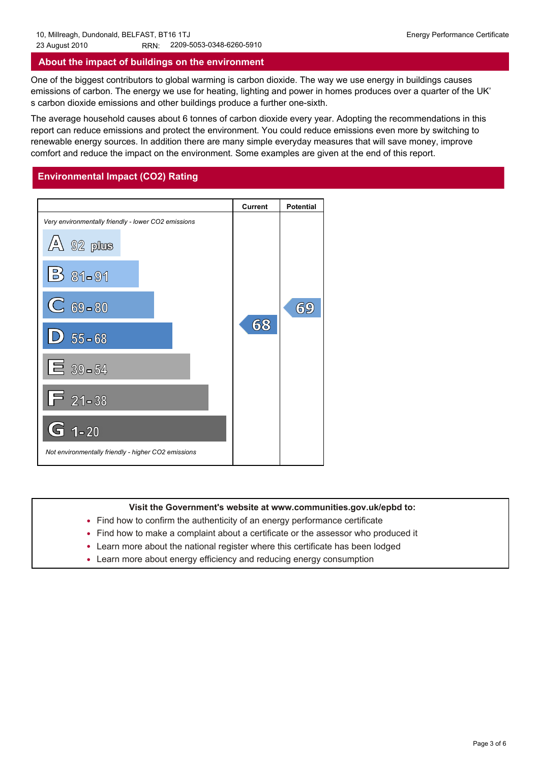## About the impact of buildings on the environment

One of the biggest contributors to global warming is carbon dioxide. The way we use energy in buildings causes emissions of carbon. The energy we use for heating, lighting and power in homes produces over a quarter of the UK's carbon dioxide emissions and other buildings produce a further one-sixth.

The average household causes about 6 tonnes of carbon dioxide every year. Adopting the recommendations in this report can reduce emissions and protect the environment. You could reduce emissions even more by switching to renewable energy sources. In addition there are many simple everyday measures that will save money, improve comfort and reduce the impact on the environment. Some examples are given at the end of this report.

## Environmental Impact ($CO_2$) Rating

| | Current | Potential |
|---|---|---|
| *Very environmentally friendly - lower CO2 emissions* | | |
| A 92 plus | | |
| B 81-91 | | |
| C 69-80 | | 69 |
| D 55-68 | 68 | |
| E 39-54 | | |
| F 21-38 | | |
| G 1-20 | | |
| *Not environmentally friendly - higher CO2 emissions* | | |

**Visit the Government's website at www.communities.gov.uk/epbd to:**

- Find how to confirm the authenticity of an energy performance certificate
- Find how to make a complaint about a certificate or the assessor who produced it
- Learn more about the national register where this certificate has been lodged
- Learn more about energy efficiency and reducing energy consumption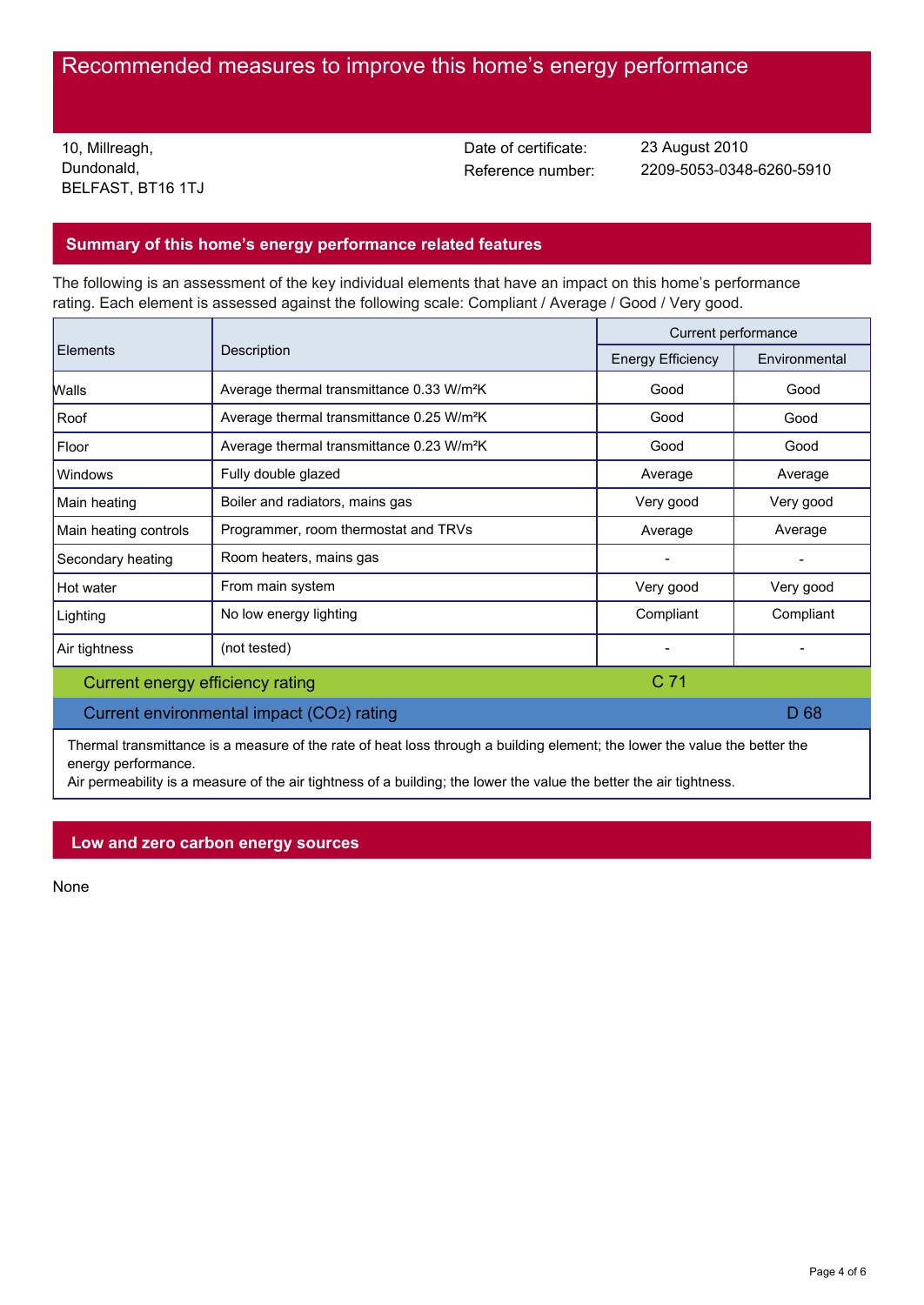# Recommended measures to improve this home's energy performance

10, Millreagh,
Dundonald,
BELFAST, BT16 1TJ

Date of certificate: 23 August 2010
Reference number: 2209-5053-0348-6260-5910

## Summary of this home's energy performance related features

The following is an assessment of the key individual elements that have an impact on this home's performance rating. Each element is assessed against the following scale: Compliant / Average / Good / Very good.

| Elements | Description | Current performance | |
|---|---|---|---|
| | | Energy Efficiency | Environmental |
| Walls | Average thermal transmittance 0.33 W/m²K | Good | Good |
| Roof | Average thermal transmittance 0.25 W/m²K | Good | Good |
| Floor | Average thermal transmittance 0.23 W/m²K | Good | Good |
| Windows | Fully double glazed | Average | Average |
| Main heating | Boiler and radiators, mains gas | Very good | Very good |
| Main heating controls | Programmer, room thermostat and TRVs | Average | Average |
| Secondary heating | Room heaters, mains gas | - | - |
| Hot water | From main system | Very good | Very good |
| Lighting | No low energy lighting | Compliant | Compliant |
| Air tightness | (not tested) | - | - |
| Current energy efficiency rating | | C 71 | |
| Current environmental impact ($CO_2$) rating | | | D 68 |

Thermal transmittance is a measure of the rate of heat loss through a building element; the lower the value the better the energy performance.
Air permeability is a measure of the air tightness of a building; the lower the value the better the air tightness.

## Low and zero carbon energy sources

None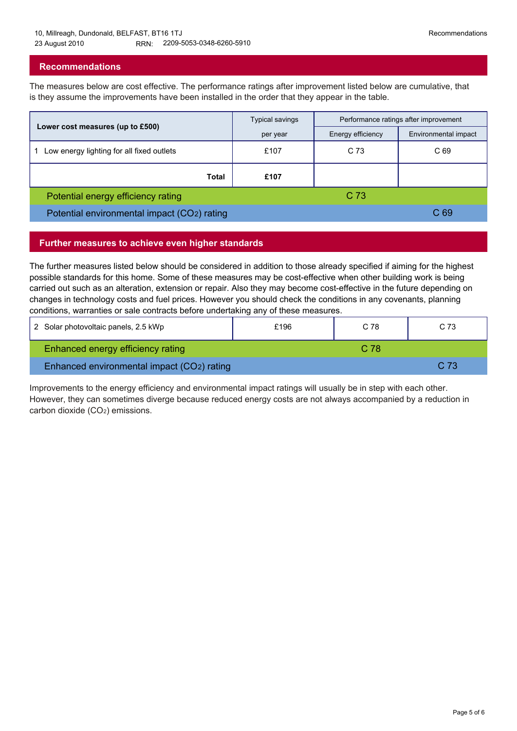## Recommendations

The measures below are cost effective. The performance ratings after improvement listed below are cumulative, that is they assume the improvements have been installed in the order that they appear in the table.

| Lower cost measures (up to £500) | Typical savings per year | Performance ratings after improvement | |
|---|---|---|---|
| | | Energy efficiency | Environmental impact |
| 1 Low energy lighting for all fixed outlets | £107 | C 73 | C 69 |
| **Total** | **£107** | | |
| Potential energy efficiency rating | | C 73 | |
| Potential environmental impact ($CO_2$) rating | | | C 69 |

## Further measures to achieve even higher standards

The further measures listed below should be considered in addition to those already specified if aiming for the highest possible standards for this home. Some of these measures may be cost-effective when other building work is being carried out such as an alteration, extension or repair. Also they may become cost-effective in the future depending on changes in technology costs and fuel prices. However you should check the conditions in any covenants, planning conditions, warranties or sale contracts before undertaking any of these measures.

| Measure | Typical savings per year | Energy efficiency | Environmental impact |
|---|---|---|---|
| 2 Solar photovoltaic panels, 2.5 kWp | £196 | C 78 | C 73 |
| Enhanced energy efficiency rating | | C 78 | |
| Enhanced environmental impact ($CO_2$) rating | | | C 73 |

Improvements to the energy efficiency and environmental impact ratings will usually be in step with each other. However, they can sometimes diverge because reduced energy costs are not always accompanied by a reduction in carbon dioxide ($CO_2$) emissions.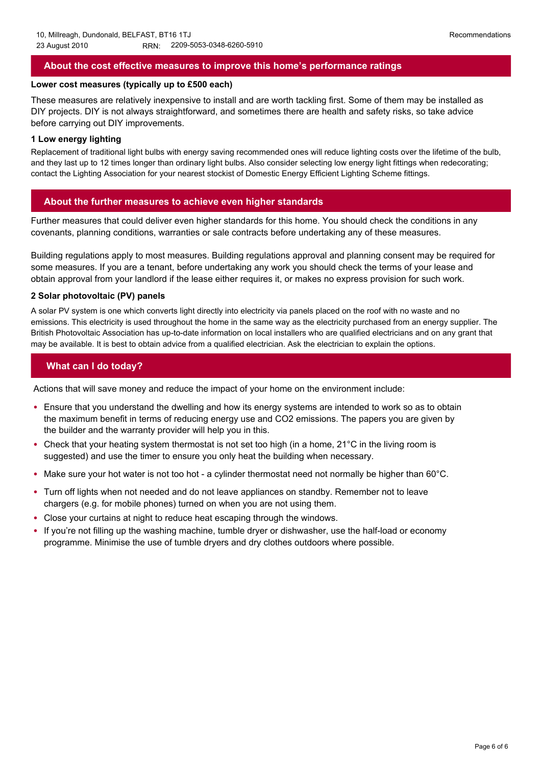## About the cost effective measures to improve this home's performance ratings

**Lower cost measures (typically up to £500 each)**

These measures are relatively inexpensive to install and are worth tackling first. Some of them may be installed as DIY projects. DIY is not always straightforward, and sometimes there are health and safety risks, so take advice before carrying out DIY improvements.

**1 Low energy lighting**

Replacement of traditional light bulbs with energy saving recommended ones will reduce lighting costs over the lifetime of the bulb, and they last up to 12 times longer than ordinary light bulbs. Also consider selecting low energy light fittings when redecorating; contact the Lighting Association for your nearest stockist of Domestic Energy Efficient Lighting Scheme fittings.

## About the further measures to achieve even higher standards

Further measures that could deliver even higher standards for this home. You should check the conditions in any covenants, planning conditions, warranties or sale contracts before undertaking any of these measures.

Building regulations apply to most measures. Building regulations approval and planning consent may be required for some measures. If you are a tenant, before undertaking any work you should check the terms of your lease and obtain approval from your landlord if the lease either requires it, or makes no express provision for such work.

**2 Solar photovoltaic (PV) panels**

A solar PV system is one which converts light directly into electricity via panels placed on the roof with no waste and no emissions. This electricity is used throughout the home in the same way as the electricity purchased from an energy supplier. The British Photovoltaic Association has up-to-date information on local installers who are qualified electricians and on any grant that may be available. It is best to obtain advice from a qualified electrician. Ask the electrician to explain the options.

## What can I do today?

Actions that will save money and reduce the impact of your home on the environment include:

- Ensure that you understand the dwelling and how its energy systems are intended to work so as to obtain the maximum benefit in terms of reducing energy use and $CO_2$ emissions. The papers you are given by the builder and the warranty provider will help you in this.
- Check that your heating system thermostat is not set too high (in a home, 21°C in the living room is suggested) and use the timer to ensure you only heat the building when necessary.
- Make sure your hot water is not too hot - a cylinder thermostat need not normally be higher than 60°C.
- Turn off lights when not needed and do not leave appliances on standby. Remember not to leave chargers (e.g. for mobile phones) turned on when you are not using them.
- Close your curtains at night to reduce heat escaping through the windows.
- If you're not filling up the washing machine, tumble dryer or dishwasher, use the half-load or economy programme. Minimise the use of tumble dryers and dry clothes outdoors where possible.